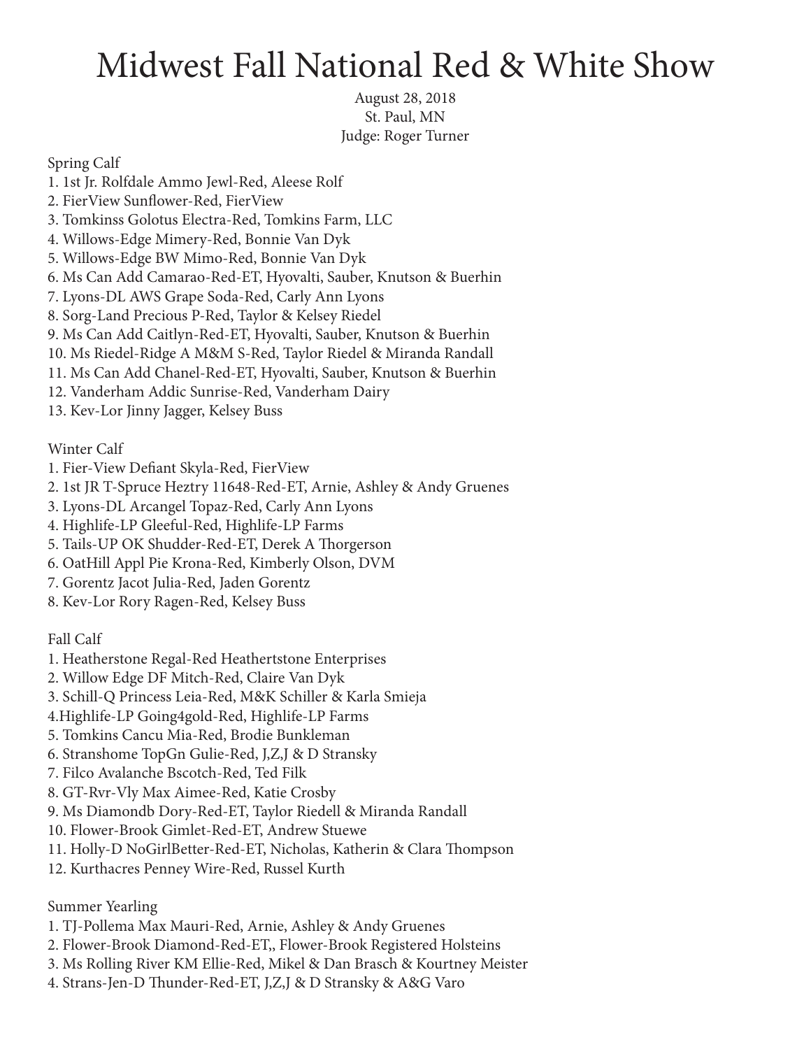# Midwest Fall National Red & White Show

August 28, 2018
St. Paul, MN
Judge: Roger Turner

Spring Calf
1. 1st Jr. Rolfdale Ammo Jewl-Red, Aleese Rolf
2. FierView Sunflower-Red, FierView
3. Tomkinss Golotus Electra-Red, Tomkins Farm, LLC
4. Willows-Edge Mimery-Red, Bonnie Van Dyk
5. Willows-Edge BW Mimo-Red, Bonnie Van Dyk
6. Ms Can Add Camarao-Red-ET, Hyovalti, Sauber, Knutson & Buerhin
7. Lyons-DL AWS Grape Soda-Red, Carly Ann Lyons
8. Sorg-Land Precious P-Red, Taylor & Kelsey Riedel
9. Ms Can Add Caitlyn-Red-ET, Hyovalti, Sauber, Knutson & Buerhin
10. Ms Riedel-Ridge A M&M S-Red, Taylor Riedel & Miranda Randall
11. Ms Can Add Chanel-Red-ET, Hyovalti, Sauber, Knutson & Buerhin
12. Vanderham Addic Sunrise-Red, Vanderham Dairy
13. Kev-Lor Jinny Jagger, Kelsey Buss

Winter Calf
1. Fier-View Defiant Skyla-Red, FierView
2. 1st JR T-Spruce Heztry 11648-Red-ET, Arnie, Ashley & Andy Gruenes
3. Lyons-DL Arcangel Topaz-Red, Carly Ann Lyons
4. Highlife-LP Gleeful-Red, Highlife-LP Farms
5. Tails-UP OK Shudder-Red-ET, Derek A Thorgerson
6. OatHill Appl Pie Krona-Red, Kimberly Olson, DVM
7. Gorentz Jacot Julia-Red, Jaden Gorentz
8. Kev-Lor Rory Ragen-Red, Kelsey Buss

Fall Calf
1. Heatherstone Regal-Red Heathertstone Enterprises
2. Willow Edge DF Mitch-Red, Claire Van Dyk
3. Schill-Q Princess Leia-Red, M&K Schiller & Karla Smieja
4. Highlife-LP Going4gold-Red, Highlife-LP Farms
5. Tomkins Cancu Mia-Red, Brodie Bunkleman
6. Stranshome TopGn Gulie-Red, J,Z,J & D Stransky
7. Filco Avalanche Bscotch-Red, Ted Filk
8. GT-Rvr-Vly Max Aimee-Red, Katie Crosby
9. Ms Diamondb Dory-Red-ET, Taylor Riedell & Miranda Randall
10. Flower-Brook Gimlet-Red-ET, Andrew Stuewe
11. Holly-D NoGirlBetter-Red-ET, Nicholas, Katherin & Clara Thompson
12. Kurthacres Penney Wire-Red, Russel Kurth

Summer Yearling
1. TJ-Pollema Max Mauri-Red, Arnie, Ashley & Andy Gruenes
2. Flower-Brook Diamond-Red-ET,, Flower-Brook Registered Holsteins
3. Ms Rolling River KM Ellie-Red, Mikel & Dan Brasch & Kourtney Meister
4. Strans-Jen-D Thunder-Red-ET, J,Z,J & D Stransky & A&G Varo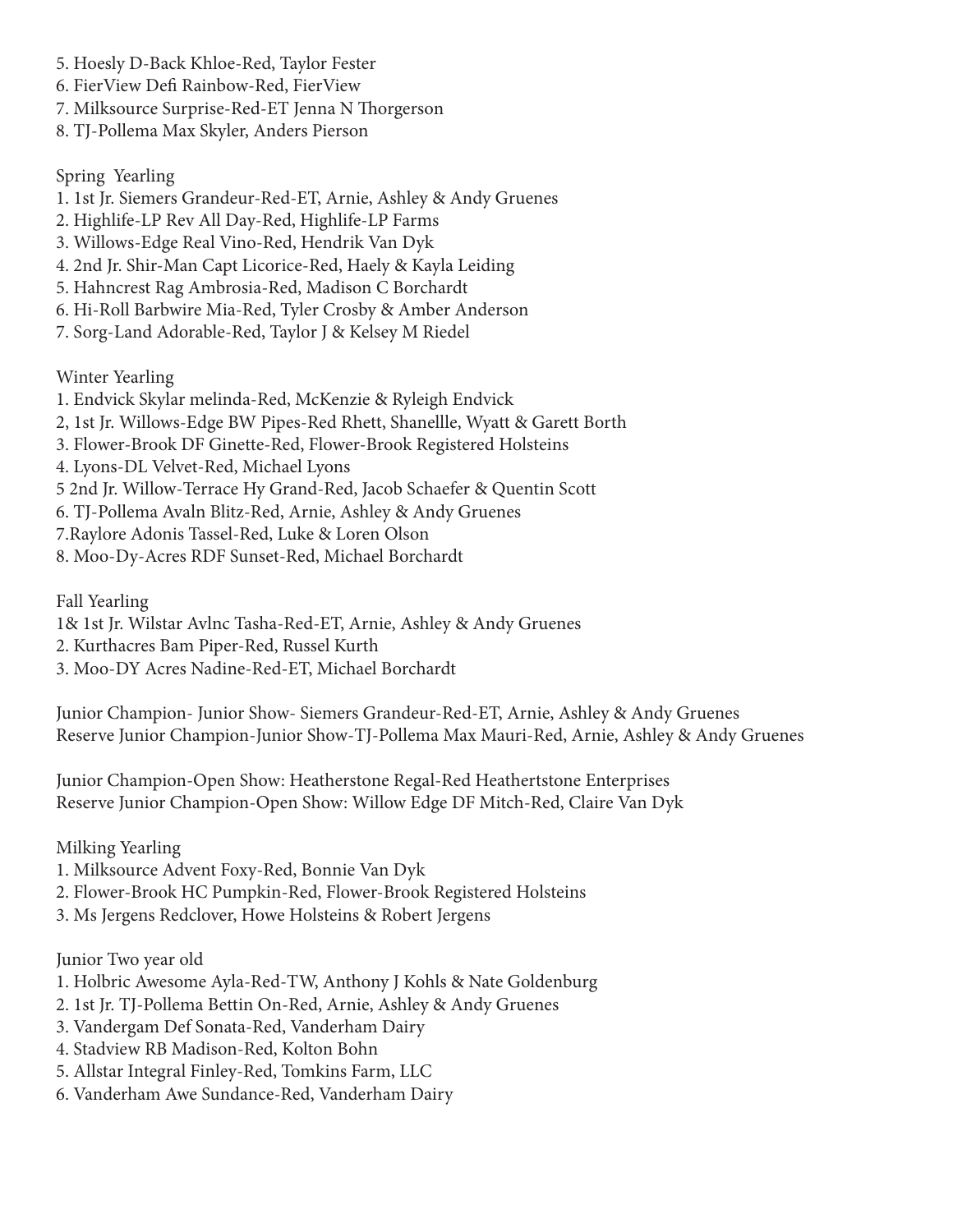5. Hoesly D-Back Khloe-Red, Taylor Fester
6. FierView Defi Rainbow-Red, FierView
7. Milksource Surprise-Red-ET Jenna N Thorgerson
8. TJ-Pollema Max Skyler, Anders Pierson

Spring Yearling

1. 1st Jr. Siemers Grandeur-Red-ET, Arnie, Ashley & Andy Gruenes
2. Highlife-LP Rev All Day-Red, Highlife-LP Farms
3. Willows-Edge Real Vino-Red, Hendrik Van Dyk
4. 2nd Jr. Shir-Man Capt Licorice-Red, Haely & Kayla Leiding
5. Hahncrest Rag Ambrosia-Red, Madison C Borchardt
6. Hi-Roll Barbwire Mia-Red, Tyler Crosby & Amber Anderson
7. Sorg-Land Adorable-Red, Taylor J & Kelsey M Riedel

Winter Yearling

1. Endvick Skylar melinda-Red, McKenzie & Ryleigh Endvick

2, 1st Jr. Willows-Edge BW Pipes-Red Rhett, Shanellle, Wyatt & Garett Borth

3. Flower-Brook DF Ginette-Red, Flower-Brook Registered Holsteins
4. Lyons-DL Velvet-Red, Michael Lyons

5 2nd Jr. Willow-Terrace Hy Grand-Red, Jacob Schaefer & Quentin Scott

6. TJ-Pollema Avaln Blitz-Red, Arnie, Ashley & Andy Gruenes

7.Raylore Adonis Tassel-Red, Luke & Loren Olson

8. Moo-Dy-Acres RDF Sunset-Red, Michael Borchardt

Fall Yearling

1& 1st Jr. Wilstar Avlnc Tasha-Red-ET, Arnie, Ashley & Andy Gruenes

2. Kurthacres Bam Piper-Red, Russel Kurth
3. Moo-DY Acres Nadine-Red-ET, Michael Borchardt

Junior Champion- Junior Show- Siemers Grandeur-Red-ET, Arnie, Ashley & Andy Gruenes
Reserve Junior Champion-Junior Show-TJ-Pollema Max Mauri-Red, Arnie, Ashley & Andy Gruenes

Junior Champion-Open Show: Heatherstone Regal-Red Heathertstone Enterprises
Reserve Junior Champion-Open Show: Willow Edge DF Mitch-Red, Claire Van Dyk

Milking Yearling

1. Milksource Advent Foxy-Red, Bonnie Van Dyk
2. Flower-Brook HC Pumpkin-Red, Flower-Brook Registered Holsteins
3. Ms Jergens Redclover, Howe Holsteins & Robert Jergens

Junior Two year old

1. Holbric Awesome Ayla-Red-TW, Anthony J Kohls & Nate Goldenburg
2. 1st Jr. TJ-Pollema Bettin On-Red, Arnie, Ashley & Andy Gruenes
3. Vandergam Def Sonata-Red, Vanderham Dairy
4. Stadview RB Madison-Red, Kolton Bohn
5. Allstar Integral Finley-Red, Tomkins Farm, LLC
6. Vanderham Awe Sundance-Red, Vanderham Dairy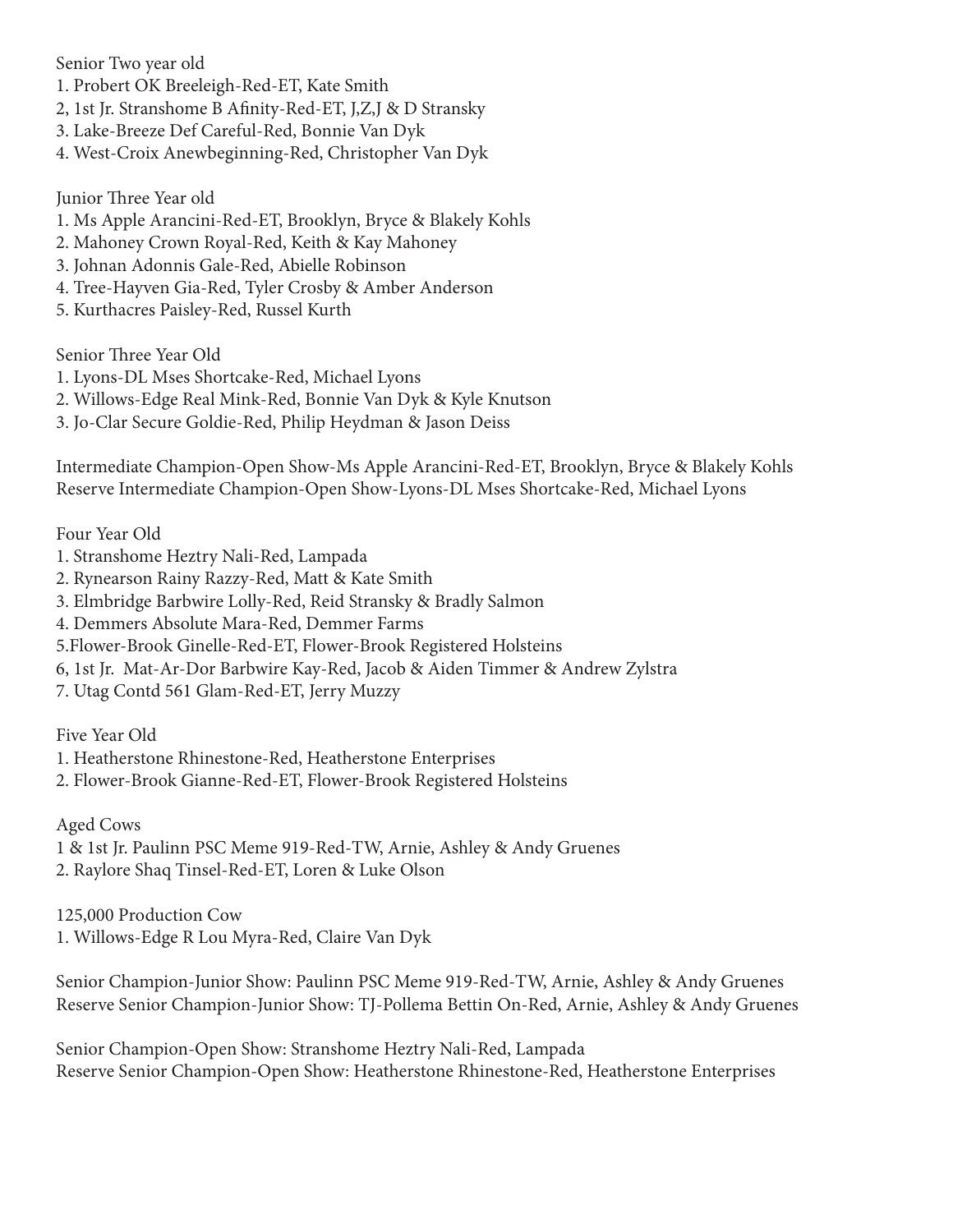Senior Two year old

1. Probert OK Breeleigh-Red-ET, Kate Smith
2, 1st Jr. Stranshome B Afinity-Red-ET, J,Z,J & D Stransky
3. Lake-Breeze Def Careful-Red, Bonnie Van Dyk
4. West-Croix Anewbeginning-Red, Christopher Van Dyk

Junior Three Year old

1. Ms Apple Arancini-Red-ET, Brooklyn, Bryce & Blakely Kohls
2. Mahoney Crown Royal-Red, Keith & Kay Mahoney
3. Johnan Adonnis Gale-Red, Abielle Robinson
4. Tree-Hayven Gia-Red, Tyler Crosby & Amber Anderson
5. Kurthacres Paisley-Red, Russel Kurth

Senior Three Year Old

1. Lyons-DL Mses Shortcake-Red, Michael Lyons
2. Willows-Edge Real Mink-Red, Bonnie Van Dyk & Kyle Knutson
3. Jo-Clar Secure Goldie-Red, Philip Heydman & Jason Deiss

Intermediate Champion-Open Show-Ms Apple Arancini-Red-ET, Brooklyn, Bryce & Blakely Kohls
Reserve Intermediate Champion-Open Show-Lyons-DL Mses Shortcake-Red, Michael Lyons

Four Year Old

1. Stranshome Heztry Nali-Red, Lampada
2. Rynearson Rainy Razzy-Red, Matt & Kate Smith
3. Elmbridge Barbwire Lolly-Red, Reid Stransky & Bradly Salmon
4. Demmers Absolute Mara-Red, Demmer Farms
5.Flower-Brook Ginelle-Red-ET, Flower-Brook Registered Holsteins
6, 1st Jr. Mat-Ar-Dor Barbwire Kay-Red, Jacob & Aiden Timmer & Andrew Zylstra
7. Utag Contd 561 Glam-Red-ET, Jerry Muzzy

Five Year Old

1. Heatherstone Rhinestone-Red, Heatherstone Enterprises
2. Flower-Brook Gianne-Red-ET, Flower-Brook Registered Holsteins

Aged Cows

1 & 1st Jr. Paulinn PSC Meme 919-Red-TW, Arnie, Ashley & Andy Gruenes
2. Raylore Shaq Tinsel-Red-ET, Loren & Luke Olson

125,000 Production Cow

1. Willows-Edge R Lou Myra-Red, Claire Van Dyk

Senior Champion-Junior Show: Paulinn PSC Meme 919-Red-TW, Arnie, Ashley & Andy Gruenes
Reserve Senior Champion-Junior Show: TJ-Pollema Bettin On-Red, Arnie, Ashley & Andy Gruenes

Senior Champion-Open Show: Stranshome Heztry Nali-Red, Lampada
Reserve Senior Champion-Open Show: Heatherstone Rhinestone-Red, Heatherstone Enterprises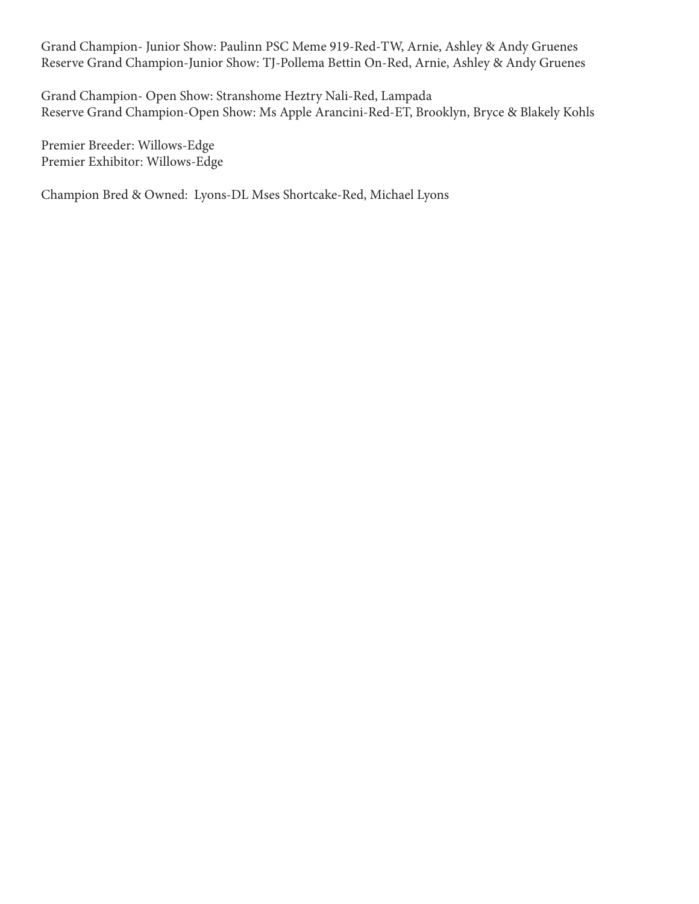Grand Champion- Junior Show: Paulinn PSC Meme 919-Red-TW, Arnie, Ashley & Andy Gruenes
Reserve Grand Champion-Junior Show: TJ-Pollema Bettin On-Red, Arnie, Ashley & Andy Gruenes

Grand Champion- Open Show: Stranshome Heztry Nali-Red, Lampada
Reserve Grand Champion-Open Show: Ms Apple Arancini-Red-ET, Brooklyn, Bryce & Blakely Kohls

Premier Breeder: Willows-Edge
Premier Exhibitor: Willows-Edge

Champion Bred & Owned: Lyons-DL Mses Shortcake-Red, Michael Lyons